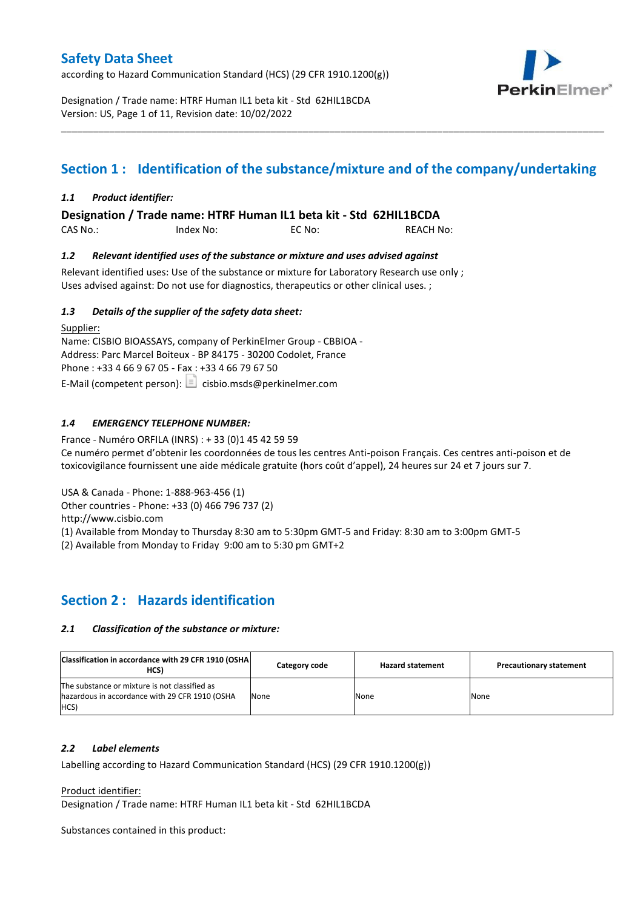# Safety Data Sheet

according to Hazard Communication Standard (HCS) (29 CFR 1910.1200(g))

Designation / Trade name: HTRF Human IL1 beta kit - Std 62HIL1BCDA
Version: US, Page 1 of 11, Revision date: 10/02/2022

## Section 1 : Identification of the substance/mixture and of the company/undertaking

### *1.1 Product identifier:*

**Designation / Trade name: HTRF Human IL1 beta kit - Std 62HIL1BCDA**

CAS No.: Index No: EC No: REACH No:

### *1.2 Relevant identified uses of the substance or mixture and uses advised against*

Relevant identified uses: Use of the substance or mixture for Laboratory Research use only ;
Uses advised against: Do not use for diagnostics, therapeutics or other clinical uses. ;

### *1.3 Details of the supplier of the safety data sheet:*

Supplier:
Name: CISBIO BIOASSAYS, company of PerkinElmer Group - CBBIOA -
Address: Parc Marcel Boiteux - BP 84175 - 30200 Codolet, France
Phone : +33 4 66 9 67 05 - Fax : +33 4 66 79 67 50
E-Mail (competent person): cisbio.msds@perkinelmer.com

### *1.4 EMERGENCY TELEPHONE NUMBER:*

France - Numéro ORFILA (INRS) : + 33 (0)1 45 42 59 59
Ce numéro permet d'obtenir les coordonnées de tous les centres Anti-poison Français. Ces centres anti-poison et de toxicovigilance fournissent une aide médicale gratuite (hors coût d'appel), 24 heures sur 24 et 7 jours sur 7.

USA & Canada - Phone: 1-888-963-456 (1)
Other countries - Phone: +33 (0) 466 796 737 (2)
http://www.cisbio.com
(1) Available from Monday to Thursday 8:30 am to 5:30pm GMT-5 and Friday: 8:30 am to 3:00pm GMT-5
(2) Available from Monday to Friday 9:00 am to 5:30 pm GMT+2

## Section 2 : Hazards identification

### *2.1 Classification of the substance or mixture:*

| Classification in accordance with 29 CFR 1910 (OSHA HCS) | Category code | Hazard statement | Precautionary statement |
|---|---|---|---|
| The substance or mixture is not classified as hazardous in accordance with 29 CFR 1910 (OSHA HCS) | None | None | None |

### *2.2 Label elements*

Labelling according to Hazard Communication Standard (HCS) (29 CFR 1910.1200(g))

Product identifier:
Designation / Trade name: HTRF Human IL1 beta kit - Std 62HIL1BCDA

Substances contained in this product: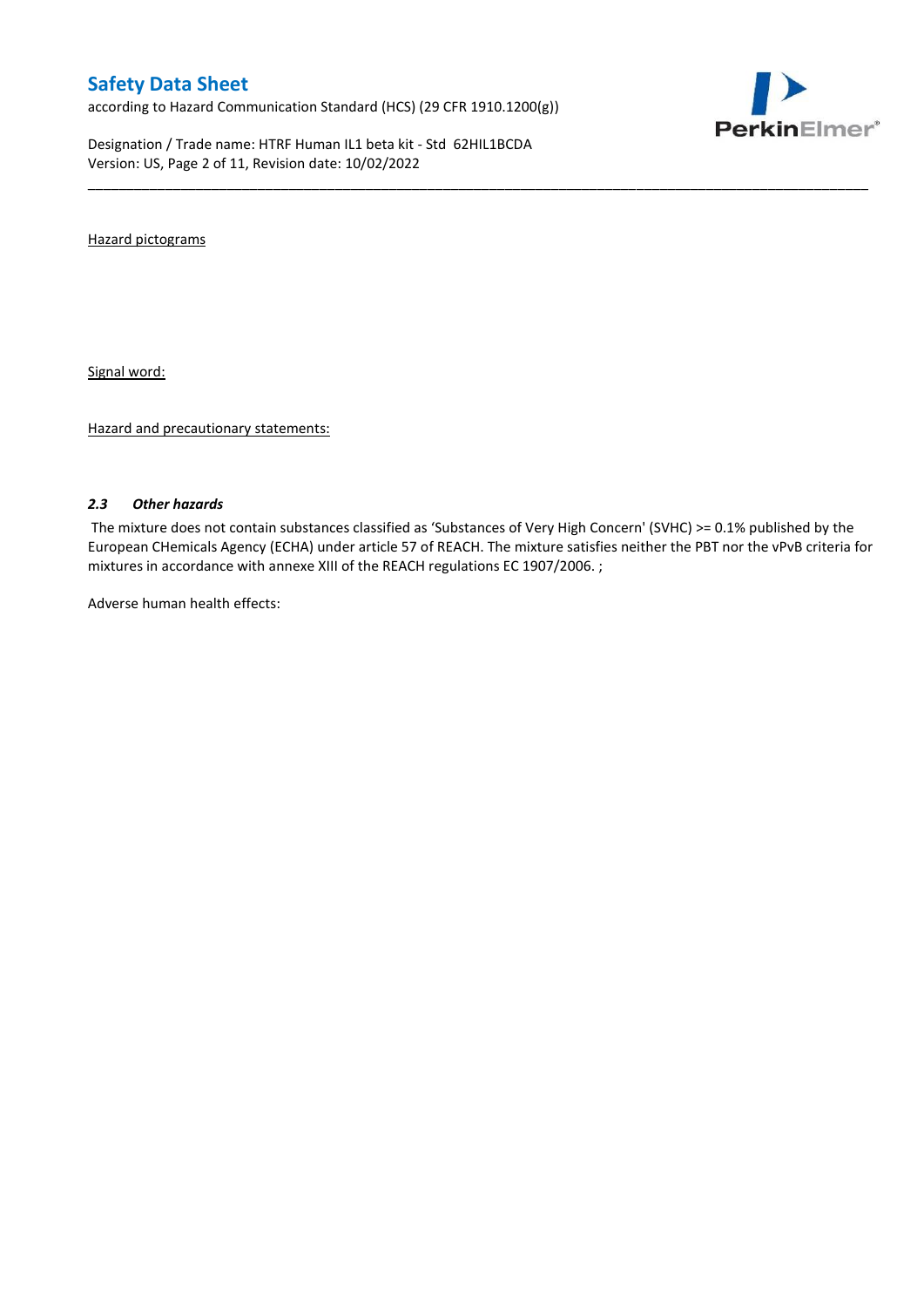Hazard pictograms

Signal word:

Hazard and precautionary statements:

### *2.3 Other hazards*

The mixture does not contain substances classified as 'Substances of Very High Concern' (SVHC) >= 0.1% published by the European CHemicals Agency (ECHA) under article 57 of REACH. The mixture satisfies neither the PBT nor the vPvB criteria for mixtures in accordance with annexe XIII of the REACH regulations EC 1907/2006. ;

Adverse human health effects: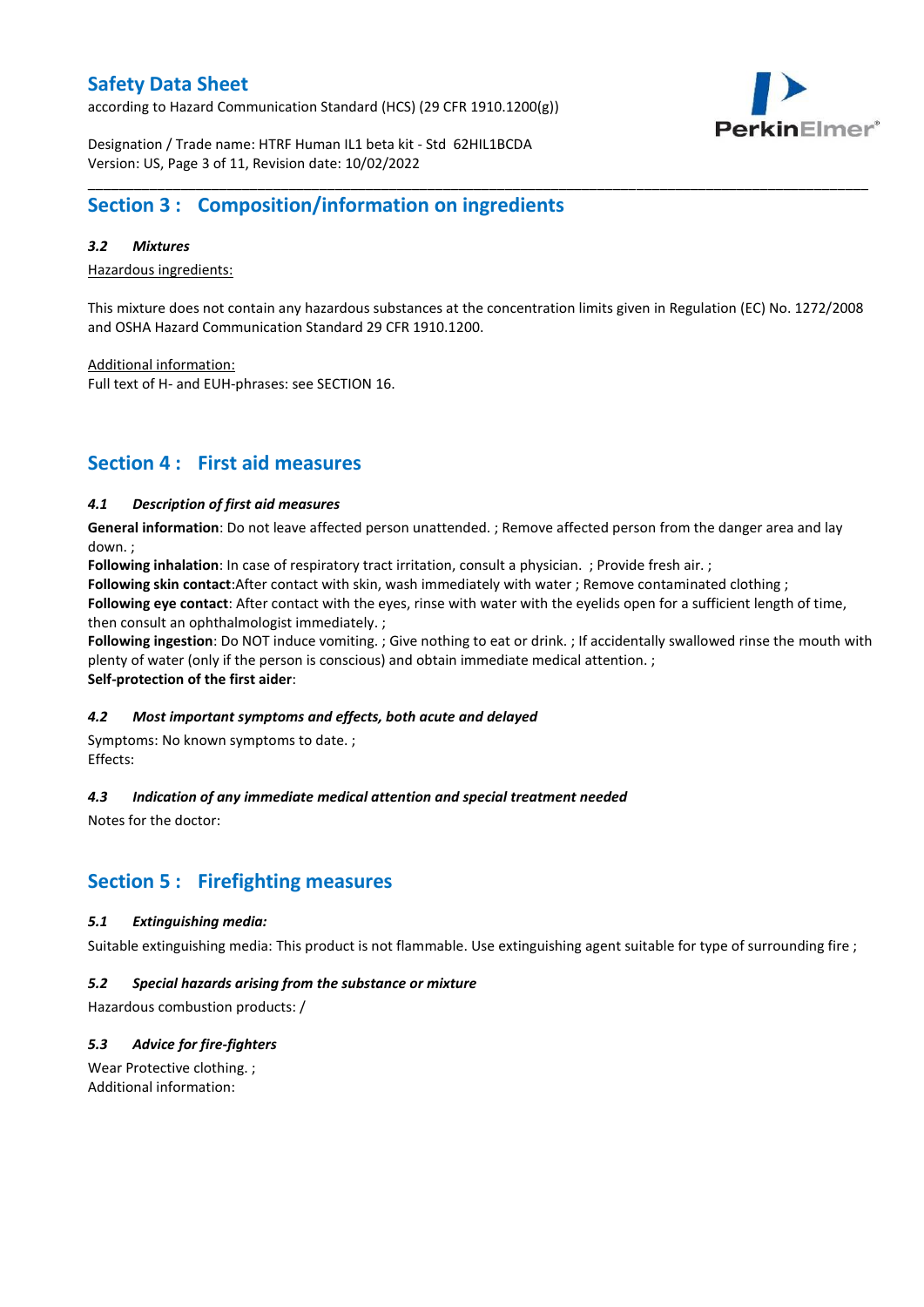## Section 3 : Composition/information on ingredients

### *3.2 Mixtures*

Hazardous ingredients:

This mixture does not contain any hazardous substances at the concentration limits given in Regulation (EC) No. 1272/2008 and OSHA Hazard Communication Standard 29 CFR 1910.1200.

Additional information:
Full text of H- and EUH-phrases: see SECTION 16.

## Section 4 : First aid measures

### *4.1 Description of first aid measures*

**General information**: Do not leave affected person unattended. ; Remove affected person from the danger area and lay down. ;
**Following inhalation**: In case of respiratory tract irritation, consult a physician. ; Provide fresh air. ;
**Following skin contact**:After contact with skin, wash immediately with water ; Remove contaminated clothing ;
**Following eye contact**: After contact with the eyes, rinse with water with the eyelids open for a sufficient length of time, then consult an ophthalmologist immediately. ;
**Following ingestion**: Do NOT induce vomiting. ; Give nothing to eat or drink. ; If accidentally swallowed rinse the mouth with plenty of water (only if the person is conscious) and obtain immediate medical attention. ;
**Self-protection of the first aider**:

### *4.2 Most important symptoms and effects, both acute and delayed*

Symptoms: No known symptoms to date. ;
Effects:

### *4.3 Indication of any immediate medical attention and special treatment needed*

Notes for the doctor:

## Section 5 : Firefighting measures

### *5.1 Extinguishing media:*

Suitable extinguishing media: This product is not flammable. Use extinguishing agent suitable for type of surrounding fire ;

### *5.2 Special hazards arising from the substance or mixture*

Hazardous combustion products: /

### *5.3 Advice for fire-fighters*

Wear Protective clothing. ;
Additional information: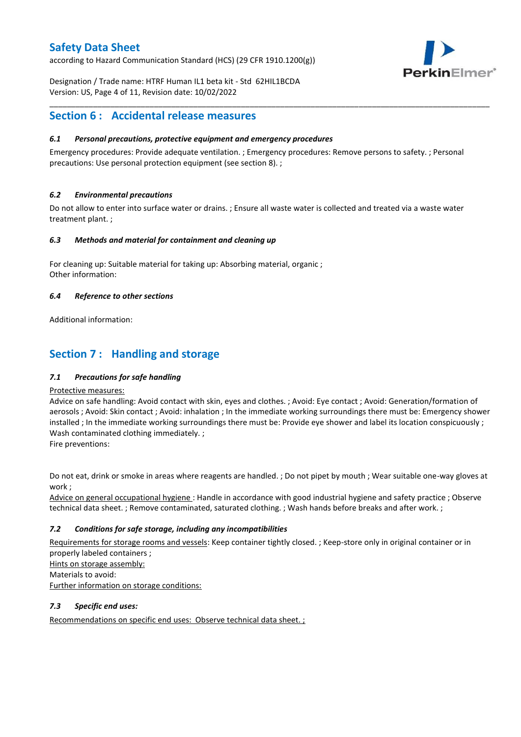## Section 6 : Accidental release measures

### *6.1 Personal precautions, protective equipment and emergency procedures*

Emergency procedures: Provide adequate ventilation. ; Emergency procedures: Remove persons to safety. ; Personal precautions: Use personal protection equipment (see section 8). ;

### *6.2 Environmental precautions*

Do not allow to enter into surface water or drains. ; Ensure all waste water is collected and treated via a waste water treatment plant. ;

### *6.3 Methods and material for containment and cleaning up*

For cleaning up: Suitable material for taking up: Absorbing material, organic ;
Other information:

### *6.4 Reference to other sections*

Additional information:

## Section 7 : Handling and storage

### *7.1 Precautions for safe handling*

Protective measures:
Advice on safe handling: Avoid contact with skin, eyes and clothes. ; Avoid: Eye contact ; Avoid: Generation/formation of aerosols ; Avoid: Skin contact ; Avoid: inhalation ; In the immediate working surroundings there must be: Emergency shower installed ; In the immediate working surroundings there must be: Provide eye shower and label its location conspicuously ; Wash contaminated clothing immediately. ;
Fire preventions:

Do not eat, drink or smoke in areas where reagents are handled. ; Do not pipet by mouth ; Wear suitable one-way gloves at work ;
Advice on general occupational hygiene : Handle in accordance with good industrial hygiene and safety practice ; Observe technical data sheet. ; Remove contaminated, saturated clothing. ; Wash hands before breaks and after work. ;

### *7.2 Conditions for safe storage, including any incompatibilities*

Requirements for storage rooms and vessels: Keep container tightly closed. ; Keep-store only in original container or in properly labeled containers ;
Hints on storage assembly:
Materials to avoid:
Further information on storage conditions:

### *7.3 Specific end uses:*

Recommendations on specific end uses: Observe technical data sheet. ;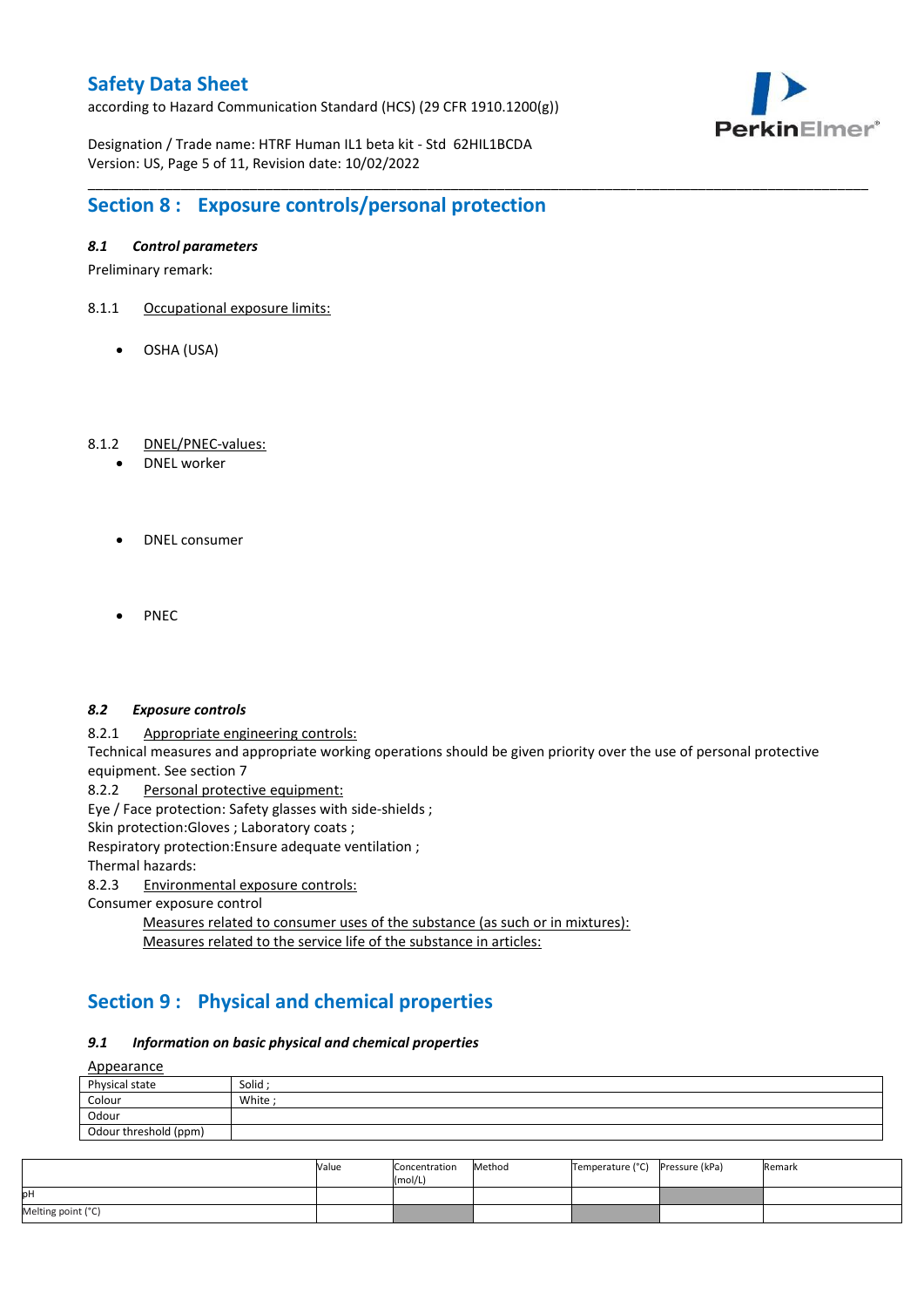## Section 8 : Exposure controls/personal protection

### *8.1 Control parameters*

Preliminary remark:

8.1.1 Occupational exposure limits:

- OSHA (USA)

8.1.2 DNEL/PNEC-values:

- DNEL worker
- DNEL consumer
- PNEC

### *8.2 Exposure controls*

8.2.1 Appropriate engineering controls:

Technical measures and appropriate working operations should be given priority over the use of personal protective equipment. See section 7

8.2.2 Personal protective equipment:

Eye / Face protection: Safety glasses with side-shields ;
Skin protection:Gloves ; Laboratory coats ;
Respiratory protection:Ensure adequate ventilation ;
Thermal hazards:

8.2.3 Environmental exposure controls:

Consumer exposure control

Measures related to consumer uses of the substance (as such or in mixtures):
Measures related to the service life of the substance in articles:

## Section 9 : Physical and chemical properties

### *9.1 Information on basic physical and chemical properties*

Appearance

| Physical state | Solid ; |
|---|---|
| Colour | White ; |
| Odour | |
| Odour threshold (ppm) | |

| | Value | Concentration (mol/L) | Method | Temperature (°C) | Pressure (kPa) | Remark |
|---|---|---|---|---|---|---|
| pH | | | | | | |
| Melting point (°C) | | | | | | |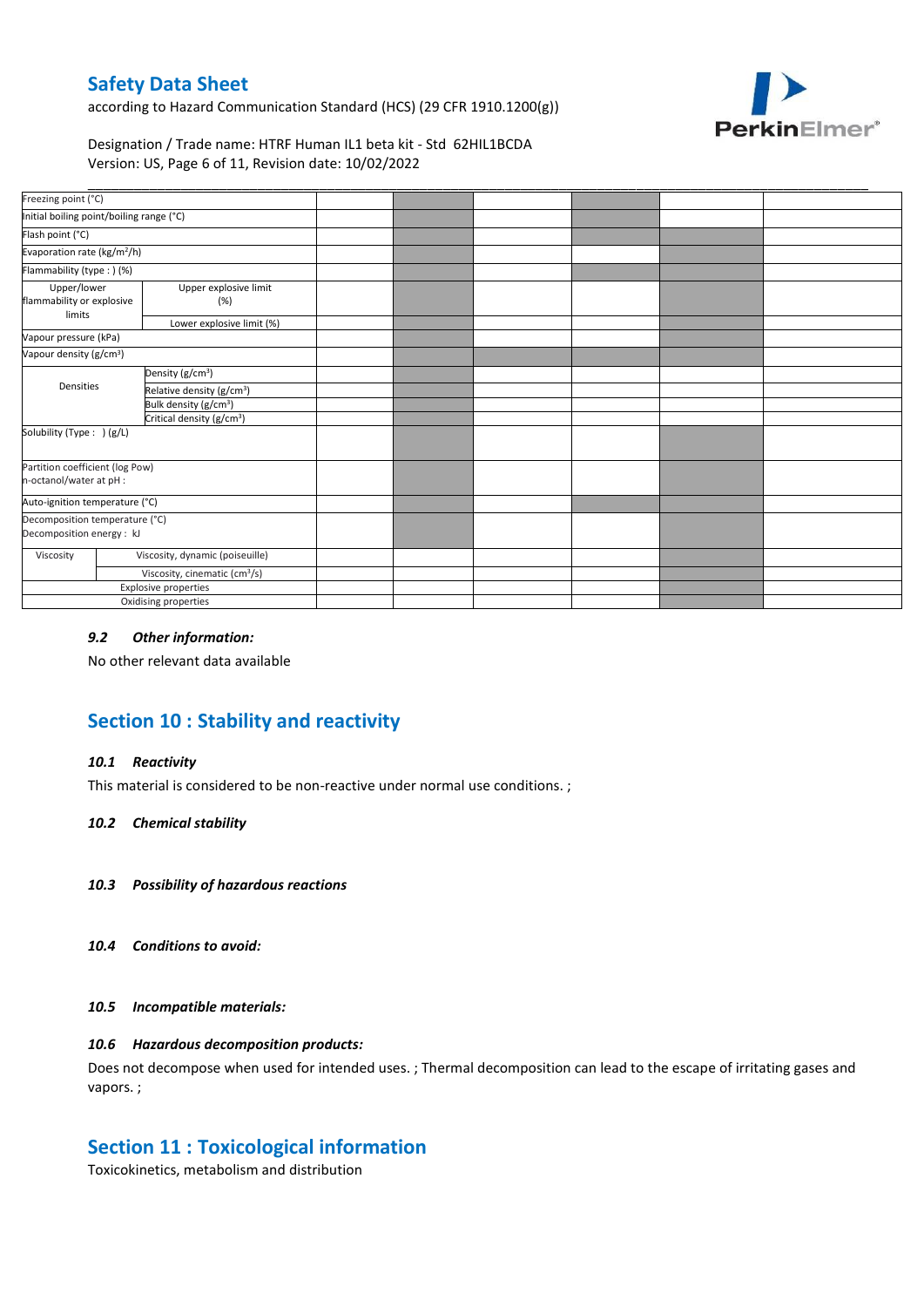| | | | | | | | |
|---|---|---|---|---|---|---|---|
| Freezing point (°C) | | | | | | | |
| Initial boiling point/boiling range (°C) | | | | | | | |
| Flash point (°C) | | | | | | | |
| Evaporation rate (kg/m²/h) | | | | | | | |
| Flammability (type : ) (%) | | | | | | | |
| Upper/lower flammability or explosive limits | Upper explosive limit (%) | | | | | | |
| | Lower explosive limit (%) | | | | | | |
| Vapour pressure (kPa) | | | | | | | |
| Vapour density (g/cm³) | | | | | | | |
| Densities | Density (g/cm³) | | | | | | |
| | Relative density (g/cm³) | | | | | | |
| | Bulk density (g/cm³) | | | | | | |
| | Critical density (g/cm³) | | | | | | |
| Solubility (Type : ) (g/L) | | | | | | | |
| Partition coefficient (log Pow) n-octanol/water at pH : | | | | | | | |
| Auto-ignition temperature (°C) | | | | | | | |
| Decomposition temperature (°C) Decomposition energy : kJ | | | | | | | |
| Viscosity | Viscosity, dynamic (poiseuille) | | | | | | |
| | Viscosity, cinematic (cm³/s) | | | | | | |
| Explosive properties | | | | | | | |
| Oxidising properties | | | | | | | |

### *9.2 Other information:*

No other relevant data available

## Section 10 : Stability and reactivity

### *10.1 Reactivity*

This material is considered to be non-reactive under normal use conditions. ;

### *10.2 Chemical stability*

### *10.3 Possibility of hazardous reactions*

### *10.4 Conditions to avoid:*

### *10.5 Incompatible materials:*

### *10.6 Hazardous decomposition products:*

Does not decompose when used for intended uses. ; Thermal decomposition can lead to the escape of irritating gases and vapors. ;

## Section 11 : Toxicological information

Toxicokinetics, metabolism and distribution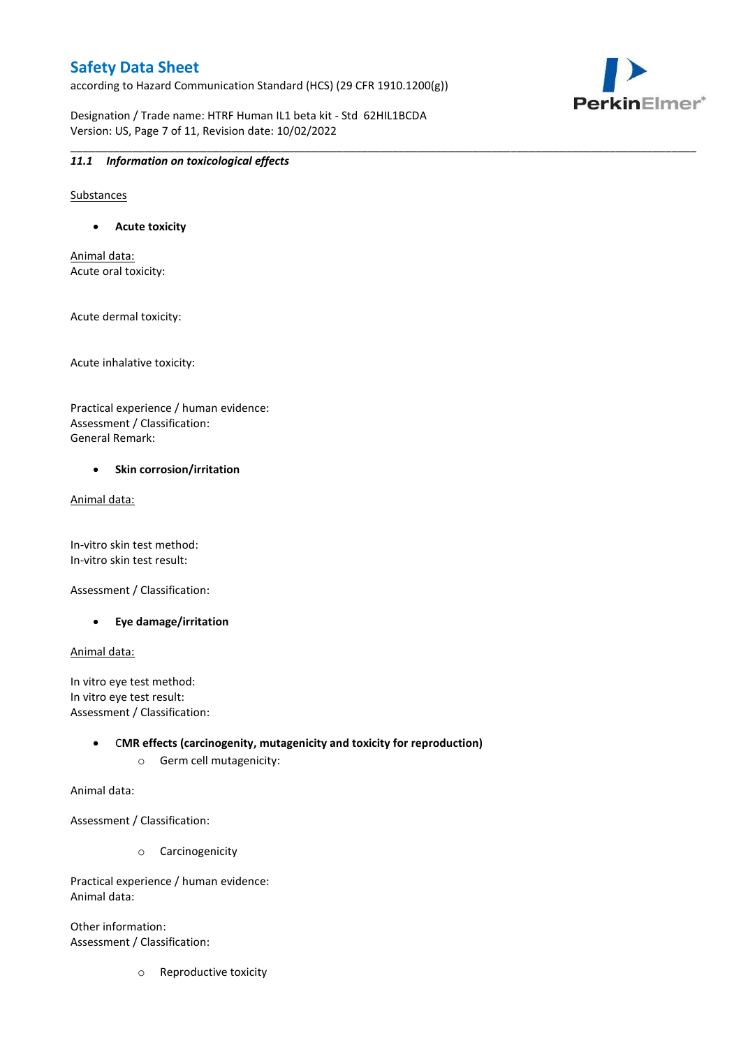### 11.1 *Information on toxicological effects*

Substances

- **Acute toxicity**

Animal data:
Acute oral toxicity:

Acute dermal toxicity:

Acute inhalative toxicity:

Practical experience / human evidence:
Assessment / Classification:
General Remark:

- **Skin corrosion/irritation**

Animal data:

In-vitro skin test method:
In-vitro skin test result:

Assessment / Classification:

- **Eye damage/irritation**

Animal data:

In vitro eye test method:
In vitro eye test result:
Assessment / Classification:

- **CMR effects (carcinogenity, mutagenicity and toxicity for reproduction)**
    - Germ cell mutagenicity:

Animal data:

Assessment / Classification:

- Carcinogenicity

Practical experience / human evidence:
Animal data:

Other information:
Assessment / Classification:

- Reproductive toxicity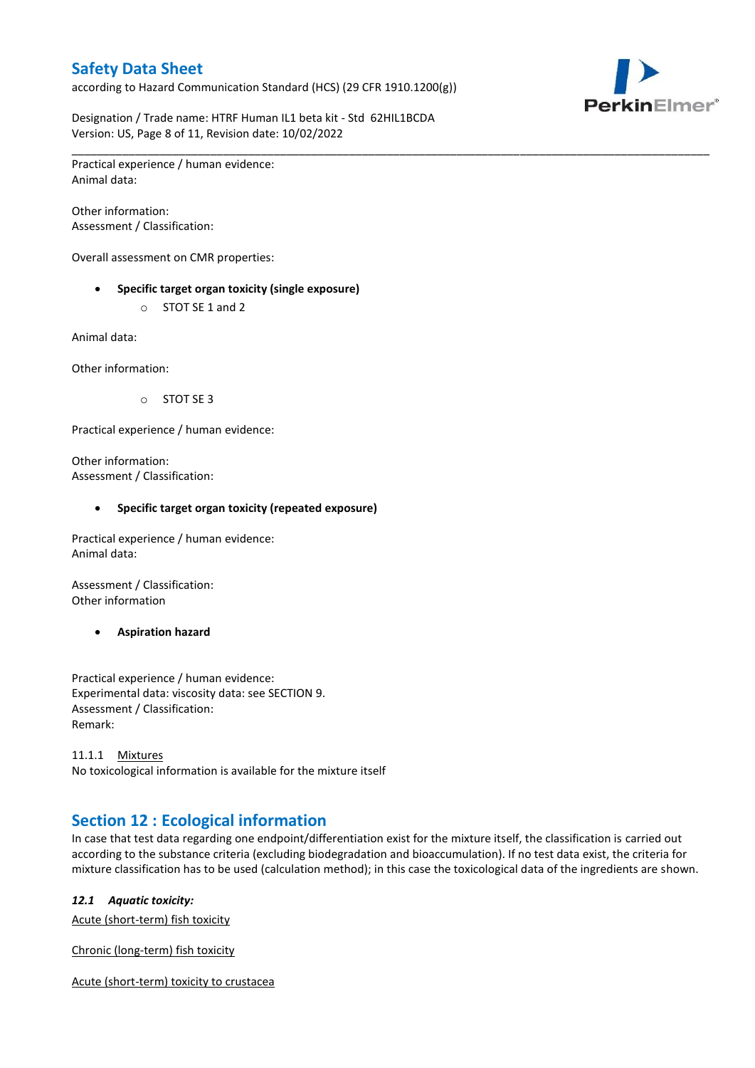Practical experience / human evidence:
Animal data:

Other information:
Assessment / Classification:

Overall assessment on CMR properties:

- **Specific target organ toxicity (single exposure)**
  - STOT SE 1 and 2

Animal data:

Other information:

  - STOT SE 3

Practical experience / human evidence:

Other information:
Assessment / Classification:

- **Specific target organ toxicity (repeated exposure)**

Practical experience / human evidence:
Animal data:

Assessment / Classification:
Other information

- **Aspiration hazard**

Practical experience / human evidence:
Experimental data: viscosity data: see SECTION 9.
Assessment / Classification:
Remark:

11.1.1 Mixtures
No toxicological information is available for the mixture itself

## Section 12 : Ecological information

In case that test data regarding one endpoint/differentiation exist for the mixture itself, the classification is carried out according to the substance criteria (excluding biodegradation and bioaccumulation). If no test data exist, the criteria for mixture classification has to be used (calculation method); in this case the toxicological data of the ingredients are shown.

### *12.1 Aquatic toxicity:*

Acute (short-term) fish toxicity

Chronic (long-term) fish toxicity

Acute (short-term) toxicity to crustacea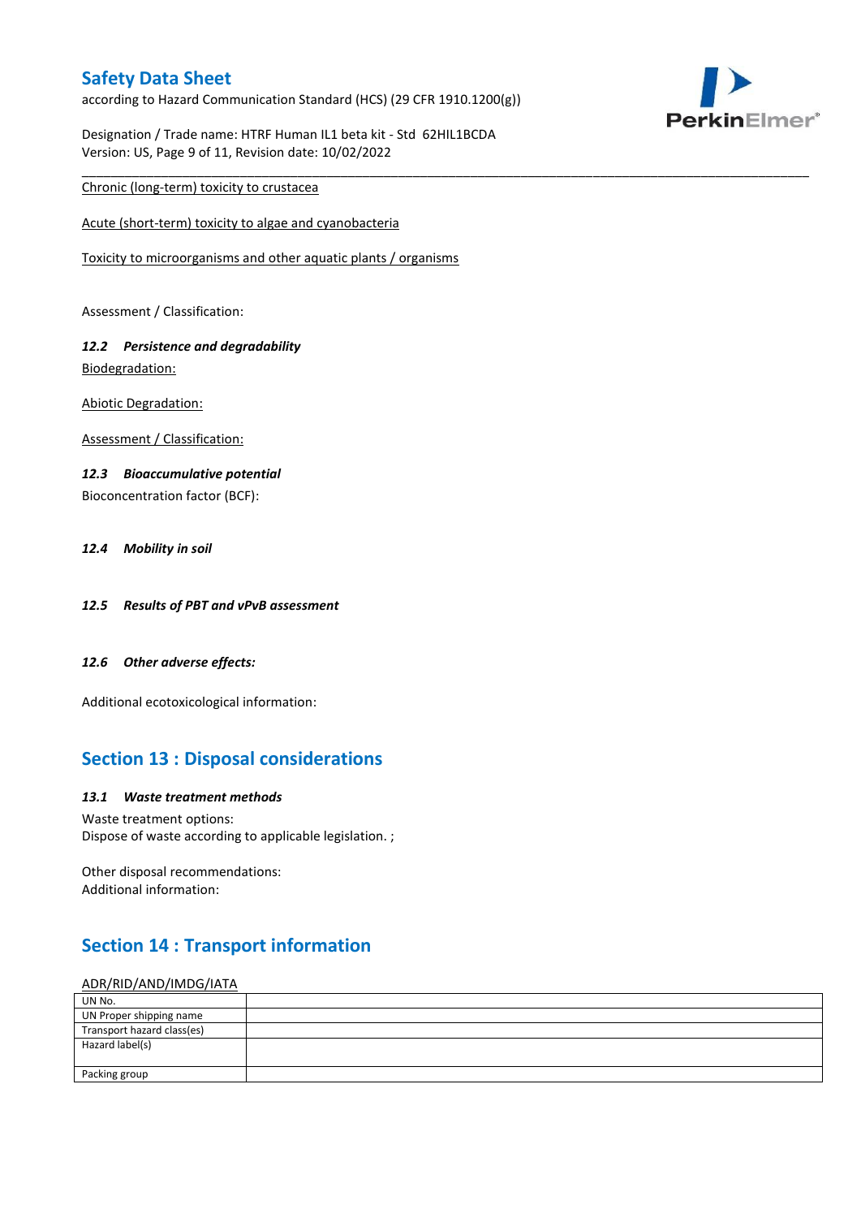Chronic (long-term) toxicity to crustacea

Acute (short-term) toxicity to algae and cyanobacteria

Toxicity to microorganisms and other aquatic plants / organisms

Assessment / Classification:

### 12.2 Persistence and degradability

Biodegradation:

Abiotic Degradation:

Assessment / Classification:

### 12.3 Bioaccumulative potential

Bioconcentration factor (BCF):

### 12.4 Mobility in soil

### 12.5 Results of PBT and vPvB assessment

### 12.6 Other adverse effects:

Additional ecotoxicological information:

## Section 13 : Disposal considerations

### 13.1 Waste treatment methods

Waste treatment options:
Dispose of waste according to applicable legislation. ;

Other disposal recommendations:
Additional information:

## Section 14 : Transport information

ADR/RID/AND/IMDG/IATA

| UN No. | |
|---|---|
| UN Proper shipping name | |
| Transport hazard class(es) | |
| Hazard label(s) | |
| Packing group | |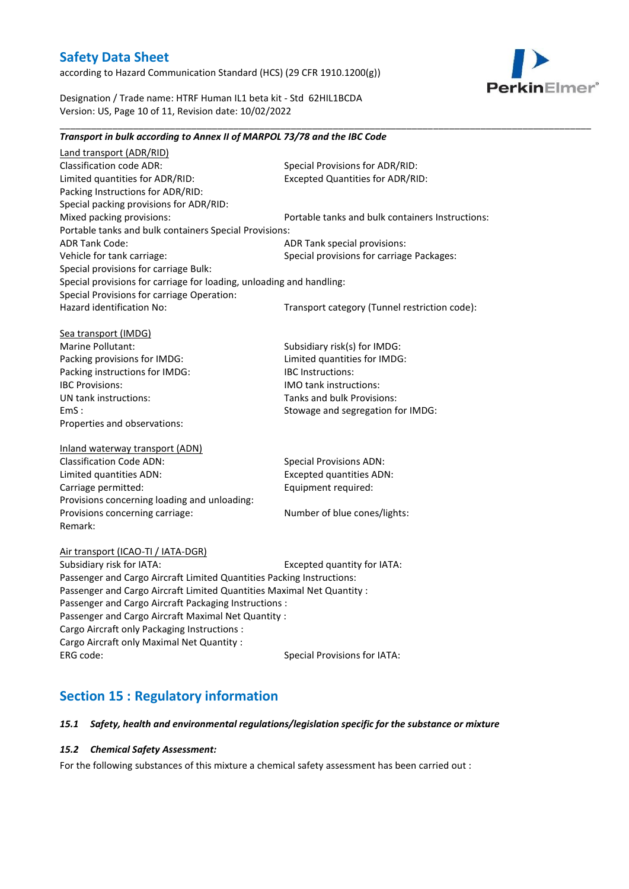***Transport in bulk according to Annex II of MARPOL 73/78 and the IBC Code***

Land transport (ADR/RID)

Classification code ADR: Special Provisions for ADR/RID:
Limited quantities for ADR/RID: Excepted Quantities for ADR/RID:
Packing Instructions for ADR/RID:
Special packing provisions for ADR/RID:
Mixed packing provisions: Portable tanks and bulk containers Instructions:
Portable tanks and bulk containers Special Provisions:
ADR Tank Code: ADR Tank special provisions:
Vehicle for tank carriage: Special provisions for carriage Packages:
Special provisions for carriage Bulk:
Special provisions for carriage for loading, unloading and handling:
Special Provisions for carriage Operation:
Hazard identification No: Transport category (Tunnel restriction code):

Sea transport (IMDG)

Marine Pollutant: Subsidiary risk(s) for IMDG:
Packing provisions for IMDG: Limited quantities for IMDG:
Packing instructions for IMDG: IBC Instructions:
IBC Provisions: IMO tank instructions:
UN tank instructions: Tanks and bulk Provisions:
EmS : Stowage and segregation for IMDG:
Properties and observations:

Inland waterway transport (ADN)

Classification Code ADN: Special Provisions ADN:
Limited quantities ADN: Excepted quantities ADN:
Carriage permitted: Equipment required:
Provisions concerning loading and unloading:
Provisions concerning carriage: Number of blue cones/lights:
Remark:

Air transport (ICAO-TI / IATA-DGR)

Subsidiary risk for IATA: Excepted quantity for IATA:
Passenger and Cargo Aircraft Limited Quantities Packing Instructions:
Passenger and Cargo Aircraft Limited Quantities Maximal Net Quantity :
Passenger and Cargo Aircraft Packaging Instructions :
Passenger and Cargo Aircraft Maximal Net Quantity :
Cargo Aircraft only Packaging Instructions :
Cargo Aircraft only Maximal Net Quantity :
ERG code: Special Provisions for IATA:

## Section 15 : Regulatory information

***15.1 Safety, health and environmental regulations/legislation specific for the substance or mixture***

***15.2 Chemical Safety Assessment:***

For the following substances of this mixture a chemical safety assessment has been carried out :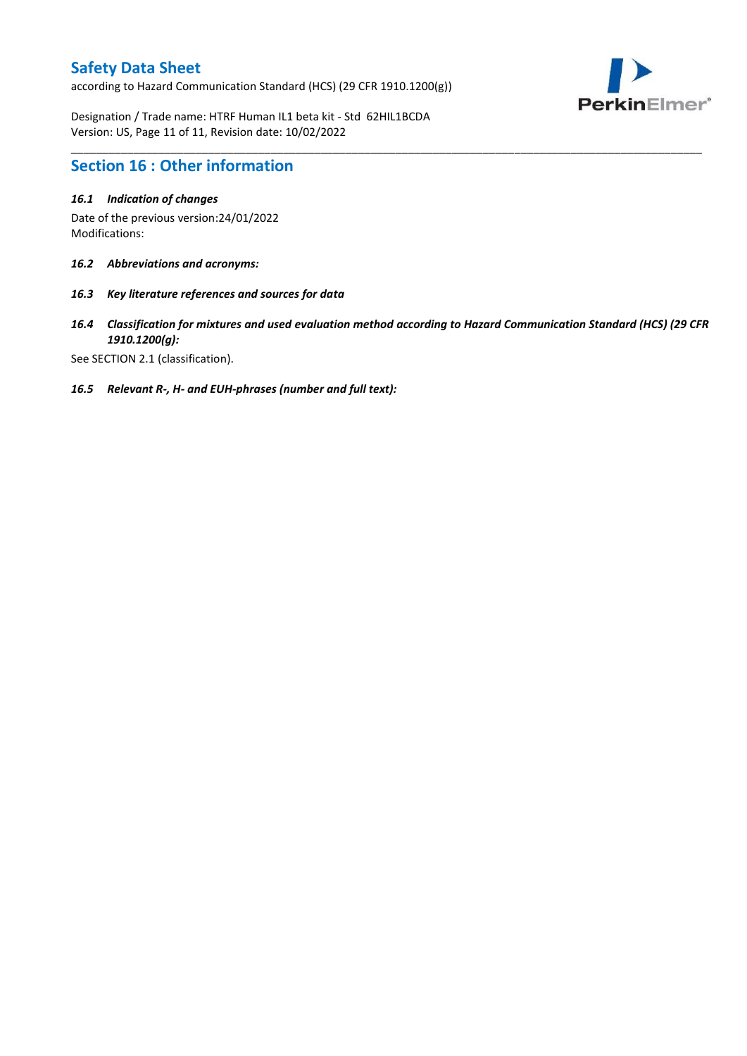## Section 16 : Other information

### *16.1 Indication of changes*

Date of the previous version:24/01/2022
Modifications:

### *16.2 Abbreviations and acronyms:*

### *16.3 Key literature references and sources for data*

### *16.4 Classification for mixtures and used evaluation method according to Hazard Communication Standard (HCS) (29 CFR 1910.1200(g):*

See SECTION 2.1 (classification).

### *16.5 Relevant R-, H- and EUH-phrases (number and full text):*